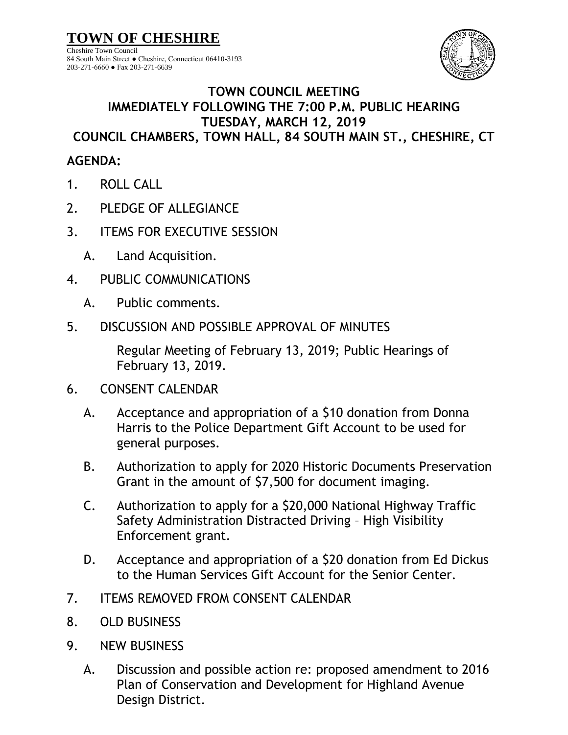# TOWN OF CHESHIRE

Cheshire Town Council
84 South Main Street ● Cheshire, Connecticut 06410-3193
203-271-6660 ● Fax 203-271-6639

## TOWN COUNCIL MEETING
## IMMEDIATELY FOLLOWING THE 7:00 P.M. PUBLIC HEARING
## TUESDAY, MARCH 12, 2019
## COUNCIL CHAMBERS, TOWN HALL, 84 SOUTH MAIN ST., CHESHIRE, CT

**AGENDA:**

1. ROLL CALL

2. PLEDGE OF ALLEGIANCE

3. ITEMS FOR EXECUTIVE SESSION

   A. Land Acquisition.

4. PUBLIC COMMUNICATIONS

   A. Public comments.

5. DISCUSSION AND POSSIBLE APPROVAL OF MINUTES

   Regular Meeting of February 13, 2019; Public Hearings of February 13, 2019.

6. CONSENT CALENDAR

   A. Acceptance and appropriation of a $10 donation from Donna Harris to the Police Department Gift Account to be used for general purposes.

   B. Authorization to apply for 2020 Historic Documents Preservation Grant in the amount of $7,500 for document imaging.

   C. Authorization to apply for a $20,000 National Highway Traffic Safety Administration Distracted Driving – High Visibility Enforcement grant.

   D. Acceptance and appropriation of a $20 donation from Ed Dickus to the Human Services Gift Account for the Senior Center.

7. ITEMS REMOVED FROM CONSENT CALENDAR

8. OLD BUSINESS

9. NEW BUSINESS

   A. Discussion and possible action re: proposed amendment to 2016 Plan of Conservation and Development for Highland Avenue Design District.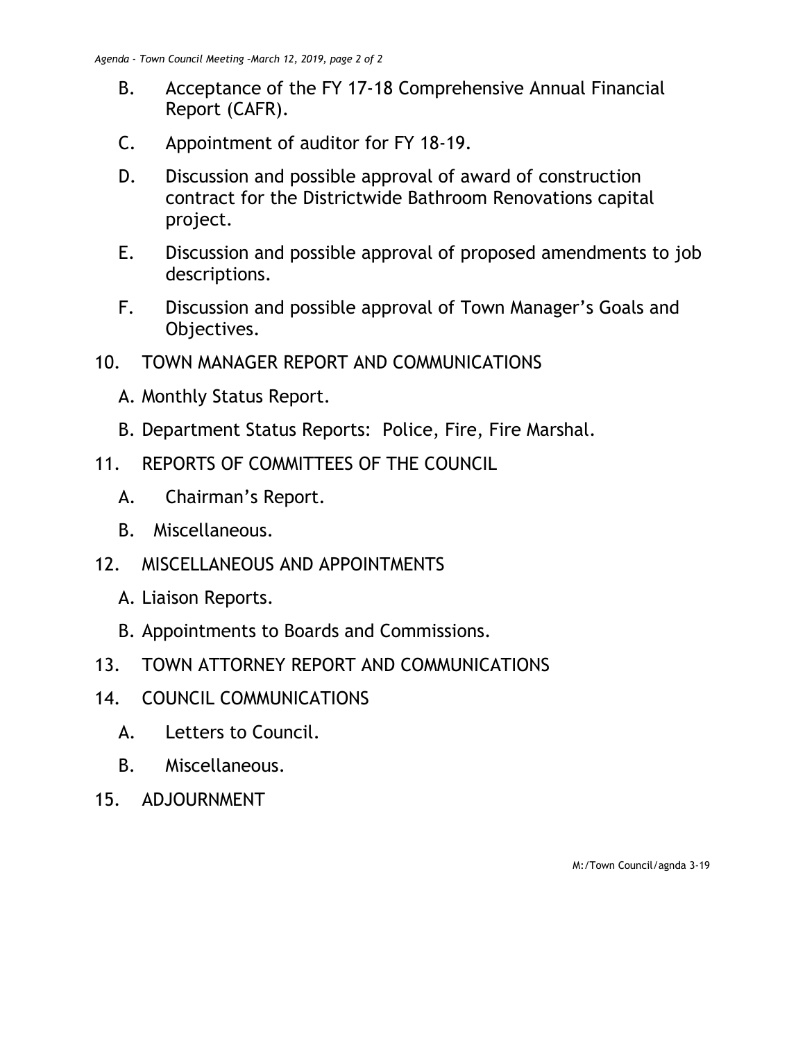B. Acceptance of the FY 17-18 Comprehensive Annual Financial Report (CAFR).

C. Appointment of auditor for FY 18-19.

D. Discussion and possible approval of award of construction contract for the Districtwide Bathroom Renovations capital project.

E. Discussion and possible approval of proposed amendments to job descriptions.

F. Discussion and possible approval of Town Manager's Goals and Objectives.

10. TOWN MANAGER REPORT AND COMMUNICATIONS

A. Monthly Status Report.

B. Department Status Reports: Police, Fire, Fire Marshal.

11. REPORTS OF COMMITTEES OF THE COUNCIL

A. Chairman's Report.

B. Miscellaneous.

12. MISCELLANEOUS AND APPOINTMENTS

A. Liaison Reports.

B. Appointments to Boards and Commissions.

13. TOWN ATTORNEY REPORT AND COMMUNICATIONS

14. COUNCIL COMMUNICATIONS

A. Letters to Council.

B. Miscellaneous.

15. ADJOURNMENT

M:/Town Council/agnda 3-19